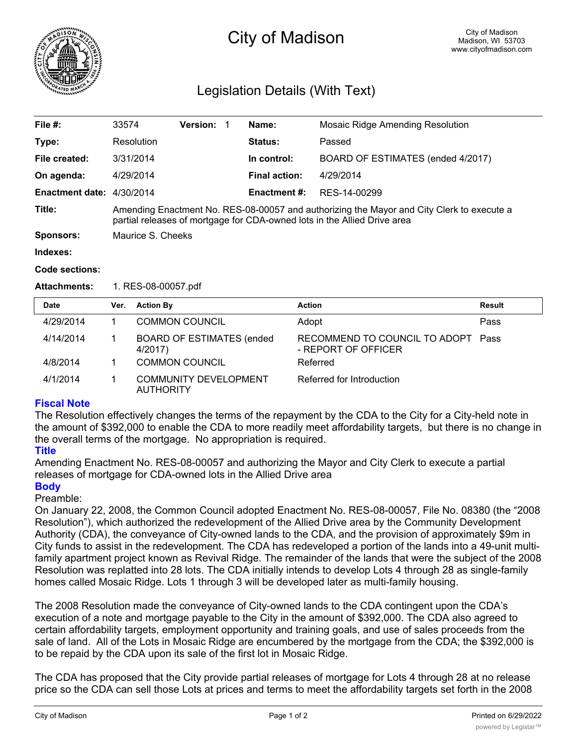# City of Madison

City of Madison
Madison, WI 53703
www.cityofmadison.com

## Legislation Details (With Text)

| | | | | |
|---|---|---|---|---|
| **File #:** | 33574 | **Version:** 1 | **Name:** | Mosaic Ridge Amending Resolution |
| **Type:** | Resolution | | **Status:** | Passed |
| **File created:** | 3/31/2014 | | **In control:** | BOARD OF ESTIMATES (ended 4/2017) |
| **On agenda:** | 4/29/2014 | | **Final action:** | 4/29/2014 |
| **Enactment date:** | 4/30/2014 | | **Enactment #:** | RES-14-00299 |

**Title:** Amending Enactment No. RES-08-00057 and authorizing the Mayor and City Clerk to execute a partial releases of mortgage for CDA-owned lots in the Allied Drive area

**Sponsors:** Maurice S. Cheeks

**Indexes:**

**Code sections:**

**Attachments:** 1. RES-08-00057.pdf

| Date | Ver. | Action By | Action | Result |
|---|---|---|---|---|
| 4/29/2014 | 1 | COMMON COUNCIL | Adopt | Pass |
| 4/14/2014 | 1 | BOARD OF ESTIMATES (ended 4/2017) | RECOMMEND TO COUNCIL TO ADOPT - REPORT OF OFFICER | Pass |
| 4/8/2014 | 1 | COMMON COUNCIL | Referred | |
| 4/1/2014 | 1 | COMMUNITY DEVELOPMENT AUTHORITY | Referred for Introduction | |

### Fiscal Note

The Resolution effectively changes the terms of the repayment by the CDA to the City for a City-held note in the amount of $392,000 to enable the CDA to more readily meet affordability targets, but there is no change in the overall terms of the mortgage. No appropriation is required.

### Title

Amending Enactment No. RES-08-00057 and authorizing the Mayor and City Clerk to execute a partial releases of mortgage for CDA-owned lots in the Allied Drive area

### Body

Preamble:

On January 22, 2008, the Common Council adopted Enactment No. RES-08-00057, File No. 08380 (the "2008 Resolution"), which authorized the redevelopment of the Allied Drive area by the Community Development Authority (CDA), the conveyance of City-owned lands to the CDA, and the provision of approximately $9m in City funds to assist in the redevelopment. The CDA has redeveloped a portion of the lands into a 49-unit multi-family apartment project known as Revival Ridge. The remainder of the lands that were the subject of the 2008 Resolution was replatted into 28 lots. The CDA initially intends to develop Lots 4 through 28 as single-family homes called Mosaic Ridge. Lots 1 through 3 will be developed later as multi-family housing.

The 2008 Resolution made the conveyance of City-owned lands to the CDA contingent upon the CDA's execution of a note and mortgage payable to the City in the amount of $392,000. The CDA also agreed to certain affordability targets, employment opportunity and training goals, and use of sales proceeds from the sale of land. All of the Lots in Mosaic Ridge are encumbered by the mortgage from the CDA; the $392,000 is to be repaid by the CDA upon its sale of the first lot in Mosaic Ridge.

The CDA has proposed that the City provide partial releases of mortgage for Lots 4 through 28 at no release price so the CDA can sell those Lots at prices and terms to meet the affordability targets set forth in the 2008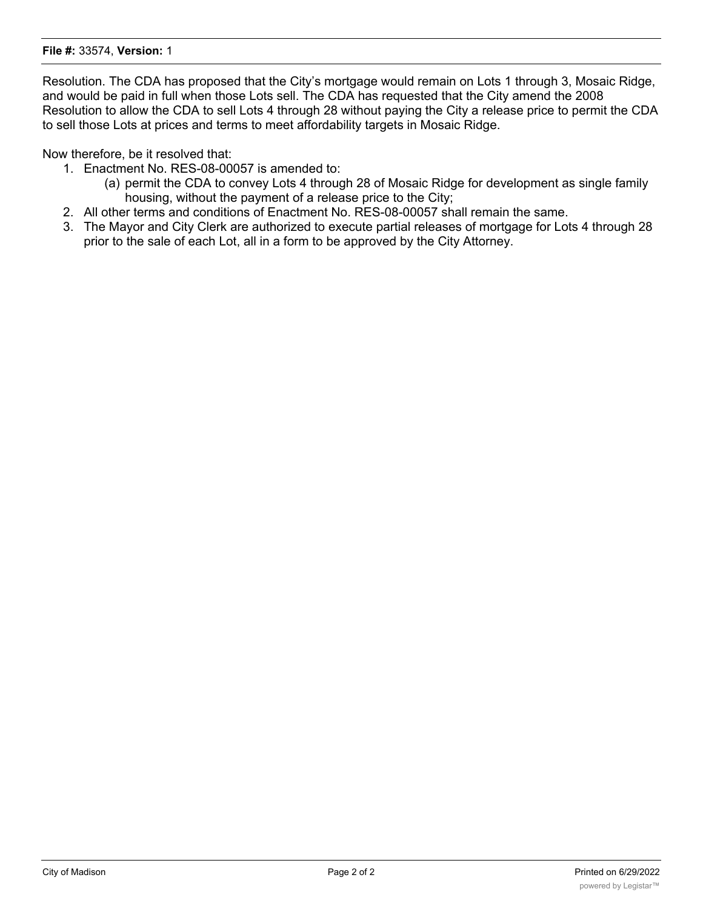Resolution. The CDA has proposed that the City's mortgage would remain on Lots 1 through 3, Mosaic Ridge, and would be paid in full when those Lots sell. The CDA has requested that the City amend the 2008 Resolution to allow the CDA to sell Lots 4 through 28 without paying the City a release price to permit the CDA to sell those Lots at prices and terms to meet affordability targets in Mosaic Ridge.

Now therefore, be it resolved that:

1. Enactment No. RES-08-00057 is amended to:
   (a) permit the CDA to convey Lots 4 through 28 of Mosaic Ridge for development as single family housing, without the payment of a release price to the City;
2. All other terms and conditions of Enactment No. RES-08-00057 shall remain the same.
3. The Mayor and City Clerk are authorized to execute partial releases of mortgage for Lots 4 through 28 prior to the sale of each Lot, all in a form to be approved by the City Attorney.